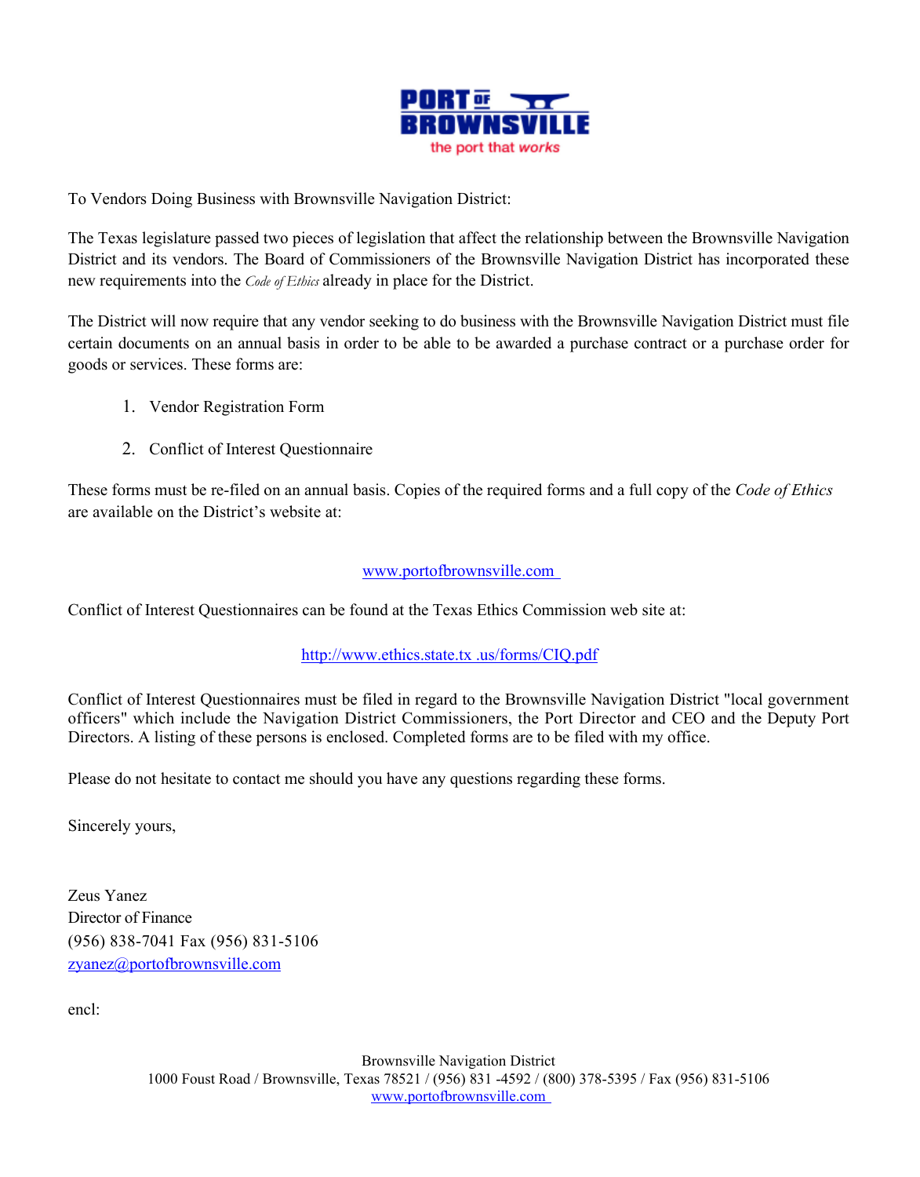PORT OF BROWNSVILLE
the port that *works*

To Vendors Doing Business with Brownsville Navigation District:

The Texas legislature passed two pieces of legislation that affect the relationship between the Brownsville Navigation District and its vendors. The Board of Commissioners of the Brownsville Navigation District has incorporated these new requirements into the *Code of Ethics* already in place for the District.

The District will now require that any vendor seeking to do business with the Brownsville Navigation District must file certain documents on an annual basis in order to be able to be awarded a purchase contract or a purchase order for goods or services. These forms are:

1. Vendor Registration Form
2. Conflict of Interest Questionnaire

These forms must be re-filed on an annual basis. Copies of the required forms and a full copy of the *Code of Ethics* are available on the District's website at:

www.portofbrownsville.com

Conflict of Interest Questionnaires can be found at the Texas Ethics Commission web site at:

http://www.ethics.state.tx .us/forms/CIQ.pdf

Conflict of Interest Questionnaires must be filed in regard to the Brownsville Navigation District "local government officers" which include the Navigation District Commissioners, the Port Director and CEO and the Deputy Port Directors. A listing of these persons is enclosed. Completed forms are to be filed with my office.

Please do not hesitate to contact me should you have any questions regarding these forms.

Sincerely yours,

Zeus Yanez
Director of Finance
(956) 838-7041 Fax (956) 831-5106
zyanez@portofbrownsville.com

encl:

Brownsville Navigation District
1000 Foust Road / Brownsville, Texas 78521 / (956) 831 -4592 / (800) 378-5395 / Fax (956) 831-5106
www.portofbrownsville.com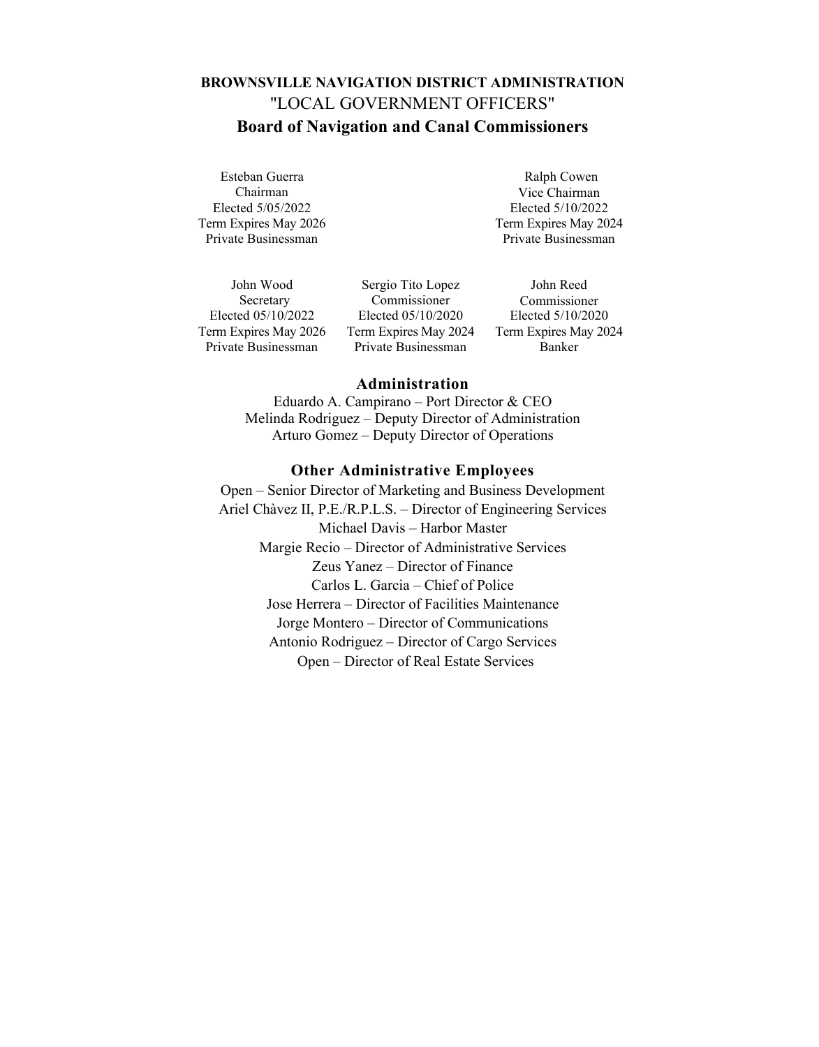# BROWNSVILLE NAVIGATION DISTRICT ADMINISTRATION

## "LOCAL GOVERNMENT OFFICERS"

## Board of Navigation and Canal Commissioners

Esteban Guerra
Chairman
Elected 5/05/2022
Term Expires May 2026
Private Businessman

Ralph Cowen
Vice Chairman
Elected 5/10/2022
Term Expires May 2024
Private Businessman

John Wood
Secretary
Elected 05/10/2022
Term Expires May 2026
Private Businessman

Sergio Tito Lopez
Commissioner
Elected 05/10/2020
Term Expires May 2024
Private Businessman

John Reed
Commissioner
Elected 5/10/2020
Term Expires May 2024
Banker

### Administration

Eduardo A. Campirano – Port Director & CEO
Melinda Rodriguez – Deputy Director of Administration
Arturo Gomez – Deputy Director of Operations

### Other Administrative Employees

Open – Senior Director of Marketing and Business Development
Ariel Chàvez II, P.E./R.P.L.S. – Director of Engineering Services
Michael Davis – Harbor Master
Margie Recio – Director of Administrative Services
Zeus Yanez – Director of Finance
Carlos L. Garcia – Chief of Police
Jose Herrera – Director of Facilities Maintenance
Jorge Montero – Director of Communications
Antonio Rodriguez – Director of Cargo Services
Open – Director of Real Estate Services